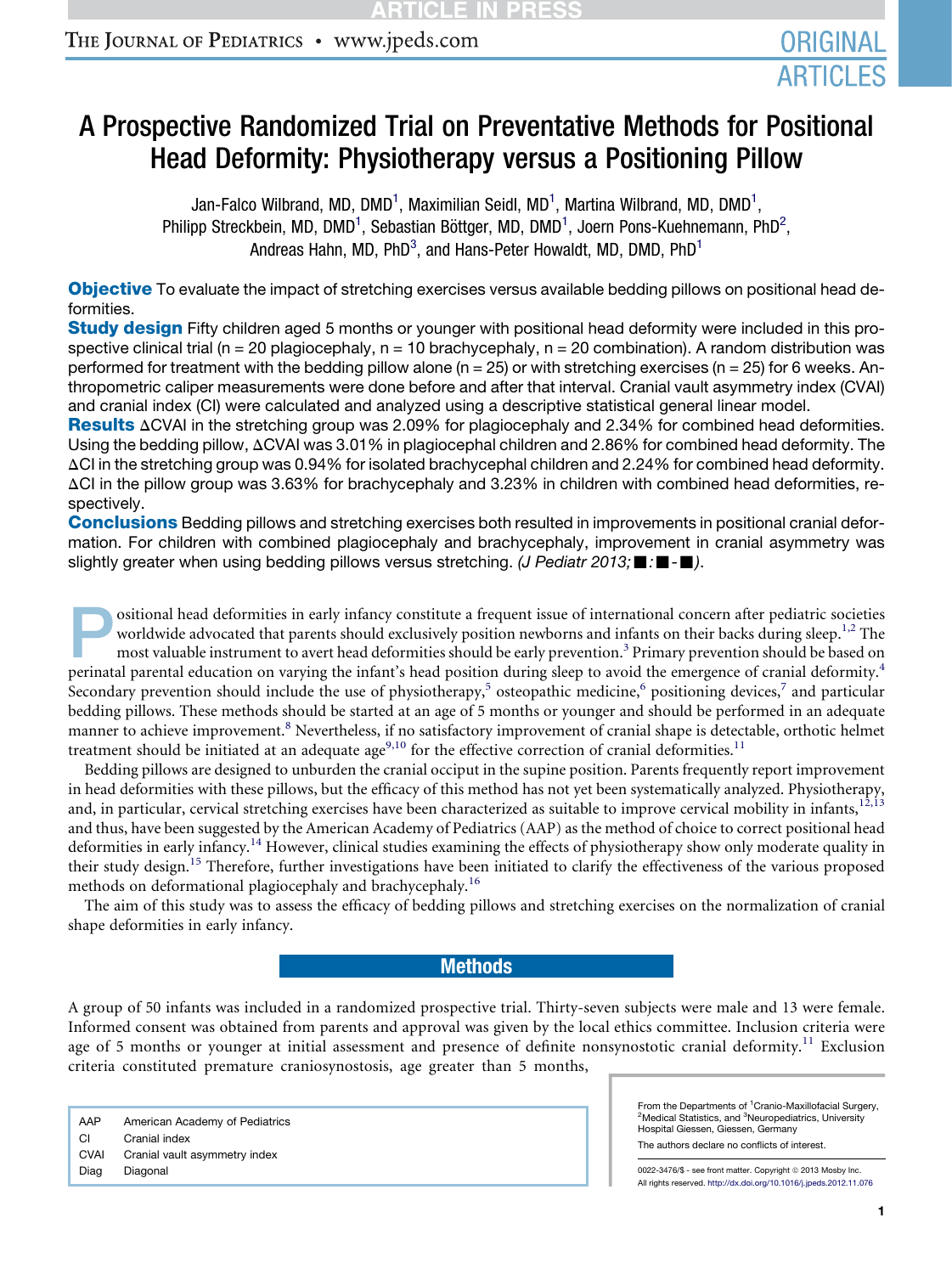# A Prospective Randomized Trial on Preventative Methods for Positional Head Deformity: Physiotherapy versus a Positioning Pillow

Jan-Falco Wilbrand, MD, DMD[1], Maximilian Seidl, MD[1], Martina Wilbrand, MD, DMD[1], Philipp Streckbein, MD, DMD[1], Sebastian Böttger, MD, DMD[1], Joern Pons-Kuehnemann, PhD[2], Andreas Hahn, MD, PhD[3], and Hans-Peter Howaldt, MD, DMD, PhD[1]

**Objective** To evaluate the impact of stretching exercises versus available bedding pillows on positional head deformities.

**Study design** Fifty children aged 5 months or younger with positional head deformity were included in this prospective clinical trial (n = 20 plagiocephaly, n = 10 brachycephaly, n = 20 combination). A random distribution was performed for treatment with the bedding pillow alone (n = 25) or with stretching exercises (n = 25) for 6 weeks. Anthropometric caliper measurements were done before and after that interval. Cranial vault asymmetry index (CVAI) and cranial index (CI) were calculated and analyzed using a descriptive statistical general linear model.

**Results** ΔCVAI in the stretching group was 2.09% for plagiocephaly and 2.34% for combined head deformities. Using the bedding pillow, ΔCVAI was 3.01% in plagiocephal children and 2.86% for combined head deformity. The ΔCI in the stretching group was 0.94% for isolated brachycephal children and 2.24% for combined head deformity. ΔCI in the pillow group was 3.63% for brachycephaly and 3.23% in children with combined head deformities, respectively.

**Conclusions** Bedding pillows and stretching exercises both resulted in improvements in positional cranial deformation. For children with combined plagiocephaly and brachycephaly, improvement in cranial asymmetry was slightly greater when using bedding pillows versus stretching. *(J Pediatr 2013;■:■-■).*

Positional head deformities in early infancy constitute a frequent issue of international concern after pediatric societies worldwide advocated that parents should exclusively position newborns and infants on their backs during sleep.[1,2] The most valuable instrument to avert head deformities should be early prevention.[3] Primary prevention should be based on perinatal parental education on varying the infant's head position during sleep to avoid the emergence of cranial deformity.[4] Secondary prevention should include the use of physiotherapy,[5] osteopathic medicine,[6] positioning devices,[7] and particular bedding pillows. These methods should be started at an age of 5 months or younger and should be performed in an adequate manner to achieve improvement.[8] Nevertheless, if no satisfactory improvement of cranial shape is detectable, orthotic helmet treatment should be initiated at an adequate age[9,10] for the effective correction of cranial deformities.[11]

Bedding pillows are designed to unburden the cranial occiput in the supine position. Parents frequently report improvement in head deformities with these pillows, but the efficacy of this method has not yet been systematically analyzed. Physiotherapy, and, in particular, cervical stretching exercises have been characterized as suitable to improve cervical mobility in infants,[12,13] and thus, have been suggested by the American Academy of Pediatrics (AAP) as the method of choice to correct positional head deformities in early infancy.[14] However, clinical studies examining the effects of physiotherapy show only moderate quality in their study design.[15] Therefore, further investigations have been initiated to clarify the effectiveness of the various proposed methods on deformational plagiocephaly and brachycephaly.[16]

The aim of this study was to assess the efficacy of bedding pillows and stretching exercises on the normalization of cranial shape deformities in early infancy.

## Methods

A group of 50 infants was included in a randomized prospective trial. Thirty-seven subjects were male and 13 were female. Informed consent was obtained from parents and approval was given by the local ethics committee. Inclusion criteria were age of 5 months or younger at initial assessment and presence of definite nonsynostotic cranial deformity.[11] Exclusion criteria constituted premature craniosynostosis, age greater than 5 months,

| | |
|---|---|
| AAP | American Academy of Pediatrics |
| CI | Cranial index |
| CVAI | Cranial vault asymmetry index |
| Diag | Diagonal |

From the Departments of [1]Cranio-Maxillofacial Surgery, [2]Medical Statistics, and [3]Neuropediatrics, University Hospital Giessen, Giessen, Germany

The authors declare no conflicts of interest.

0022-3476/$ - see front matter. Copyright © 2013 Mosby Inc. All rights reserved. http://dx.doi.org/10.1016/j.jpeds.2012.11.076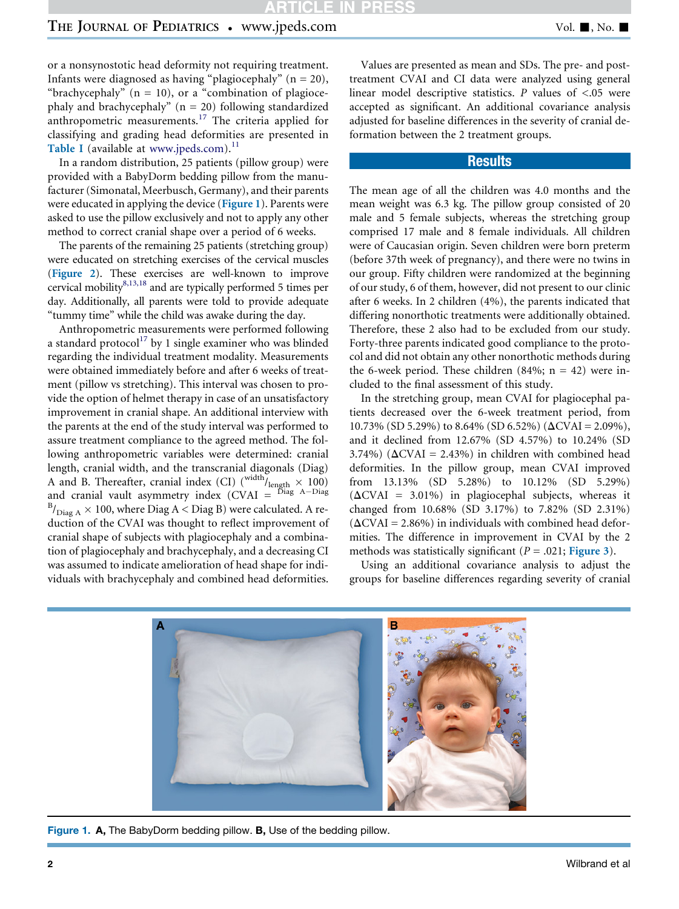or a nonsynostotic head deformity not requiring treatment. Infants were diagnosed as having "plagiocephaly" (n = 20), "brachycephaly" (n = 10), or a "combination of plagiocephaly and brachycephaly" (n = 20) following standardized anthropometric measurements.[17] The criteria applied for classifying and grading head deformities are presented in Table I (available at www.jpeds.com).[11]

In a random distribution, 25 patients (pillow group) were provided with a BabyDorm bedding pillow from the manufacturer (Simonatal, Meerbusch, Germany), and their parents were educated in applying the device (Figure 1). Parents were asked to use the pillow exclusively and not to apply any other method to correct cranial shape over a period of 6 weeks.

The parents of the remaining 25 patients (stretching group) were educated on stretching exercises of the cervical muscles (Figure 2). These exercises are well-known to improve cervical mobility[8,13,18] and are typically performed 5 times per day. Additionally, all parents were told to provide adequate "tummy time" while the child was awake during the day.

Anthropometric measurements were performed following a standard protocol[17] by 1 single examiner who was blinded regarding the individual treatment modality. Measurements were obtained immediately before and after 6 weeks of treatment (pillow vs stretching). This interval was chosen to provide the option of helmet therapy in case of an unsatisfactory improvement in cranial shape. An additional interview with the parents at the end of the study interval was performed to assure treatment compliance to the agreed method. The following anthropometric variables were determined: cranial length, cranial width, and the transcranial diagonals (Diag) A and B. Thereafter, cranial index (CI) ($^{\text{width}}/_{\text{length}} \times 100$) and cranial vault asymmetry index (CVAI = $^{\text{Diag A}-\text{Diag B}}/_{\text{Diag A}} \times 100$, where Diag A < Diag B) were calculated. A reduction of the CVAI was thought to reflect improvement of cranial shape of subjects with plagiocephaly and a combination of plagiocephaly and brachycephaly, and a decreasing CI was assumed to indicate amelioration of head shape for individuals with brachycephaly and combined head deformities.

Values are presented as mean and SDs. The pre- and post-treatment CVAI and CI data were analyzed using general linear model descriptive statistics. $P$ values of $<.05$ were accepted as significant. An additional covariance analysis adjusted for baseline differences in the severity of cranial deformation between the 2 treatment groups.

## Results

The mean age of all the children was 4.0 months and the mean weight was 6.3 kg. The pillow group consisted of 20 male and 5 female subjects, whereas the stretching group comprised 17 male and 8 female individuals. All children were of Caucasian origin. Seven children were born preterm (before 37th week of pregnancy), and there were no twins in our group. Fifty children were randomized at the beginning of our study, 6 of them, however, did not present to our clinic after 6 weeks. In 2 children (4%), the parents indicated that differing nonorthotic treatments were additionally obtained. Therefore, these 2 also had to be excluded from our study. Forty-three parents indicated good compliance to the protocol and did not obtain any other nonorthotic methods during the 6-week period. These children (84%; n = 42) were included to the final assessment of this study.

In the stretching group, mean CVAI for plagiocephal patients decreased over the 6-week treatment period, from 10.73% (SD 5.29%) to 8.64% (SD 6.52%) (ΔCVAI = 2.09%), and it declined from 12.67% (SD 4.57%) to 10.24% (SD 3.74%) (ΔCVAI = 2.43%) in children with combined head deformities. In the pillow group, mean CVAI improved from 13.13% (SD 5.28%) to 10.12% (SD 5.29%) (ΔCVAI = 3.01%) in plagiocephal subjects, whereas it changed from 10.68% (SD 3.17%) to 7.82% (SD 2.31%) (ΔCVAI = 2.86%) in individuals with combined head deformities. The difference in improvement in CVAI by the 2 methods was statistically significant ($P = .021$; Figure 3).

Using an additional covariance analysis to adjust the groups for baseline differences regarding severity of cranial

**Figure 1.** **A,** The BabyDorm bedding pillow. **B,** Use of the bedding pillow.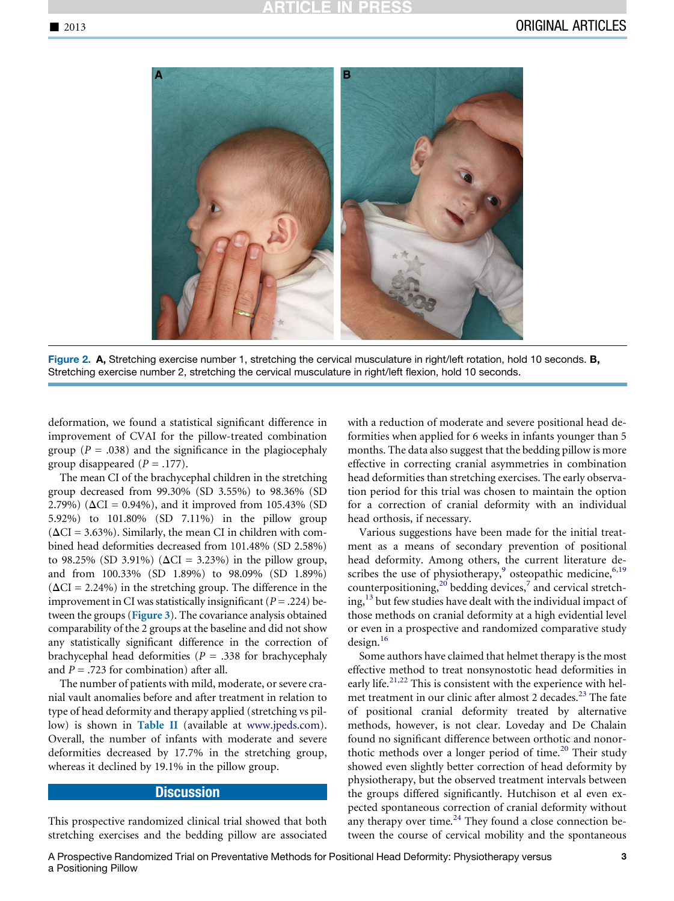Figure 2. **A,** Stretching exercise number 1, stretching the cervical musculature in right/left rotation, hold 10 seconds. **B,** Stretching exercise number 2, stretching the cervical musculature in right/left flexion, hold 10 seconds.

deformation, we found a statistical significant difference in improvement of CVAI for the pillow-treated combination group ($P = .038$) and the significance in the plagiocephaly group disappeared ($P = .177$).

The mean CI of the brachycephal children in the stretching group decreased from 99.30% (SD 3.55%) to 98.36% (SD 2.79%) ($\Delta$CI = 0.94%), and it improved from 105.43% (SD 5.92%) to 101.80% (SD 7.11%) in the pillow group ($\Delta$CI = 3.63%). Similarly, the mean CI in children with combined head deformities decreased from 101.48% (SD 2.58%) to 98.25% (SD 3.91%) ($\Delta$CI = 3.23%) in the pillow group, and from 100.33% (SD 1.89%) to 98.09% (SD 1.89%) ($\Delta$CI = 2.24%) in the stretching group. The difference in the improvement in CI was statistically insignificant ($P = .224$) between the groups (Figure 3). The covariance analysis obtained comparability of the 2 groups at the baseline and did not show any statistically significant difference in the correction of brachycephal head deformities ($P = .338$ for brachycephaly and $P = .723$ for combination) after all.

The number of patients with mild, moderate, or severe cranial vault anomalies before and after treatment in relation to type of head deformity and therapy applied (stretching vs pillow) is shown in Table II (available at www.jpeds.com). Overall, the number of infants with moderate and severe deformities decreased by 17.7% in the stretching group, whereas it declined by 19.1% in the pillow group.

## Discussion

This prospective randomized clinical trial showed that both stretching exercises and the bedding pillow are associated with a reduction of moderate and severe positional head deformities when applied for 6 weeks in infants younger than 5 months. The data also suggest that the bedding pillow is more effective in correcting cranial asymmetries in combination head deformities than stretching exercises. The early observation period for this trial was chosen to maintain the option for a correction of cranial deformity with an individual head orthosis, if necessary.

Various suggestions have been made for the initial treatment as a means of secondary prevention of positional head deformity. Among others, the current literature describes the use of physiotherapy,[9] osteopathic medicine,[6,19] counterpositioning,[20] bedding devices,[7] and cervical stretching,[13] but few studies have dealt with the individual impact of those methods on cranial deformity at a high evidential level or even in a prospective and randomized comparative study design.[16]

Some authors have claimed that helmet therapy is the most effective method to treat nonsynostotic head deformities in early life.[21,22] This is consistent with the experience with helmet treatment in our clinic after almost 2 decades.[23] The fate of positional cranial deformity treated by alternative methods, however, is not clear. Loveday and De Chalain found no significant difference between orthotic and nonorthotic methods over a longer period of time.[20] Their study showed even slightly better correction of head deformity by physiotherapy, but the observed treatment intervals between the groups differed significantly. Hutchison et al even expected spontaneous correction of cranial deformity without any therapy over time.[24] They found a close connection between the course of cervical mobility and the spontaneous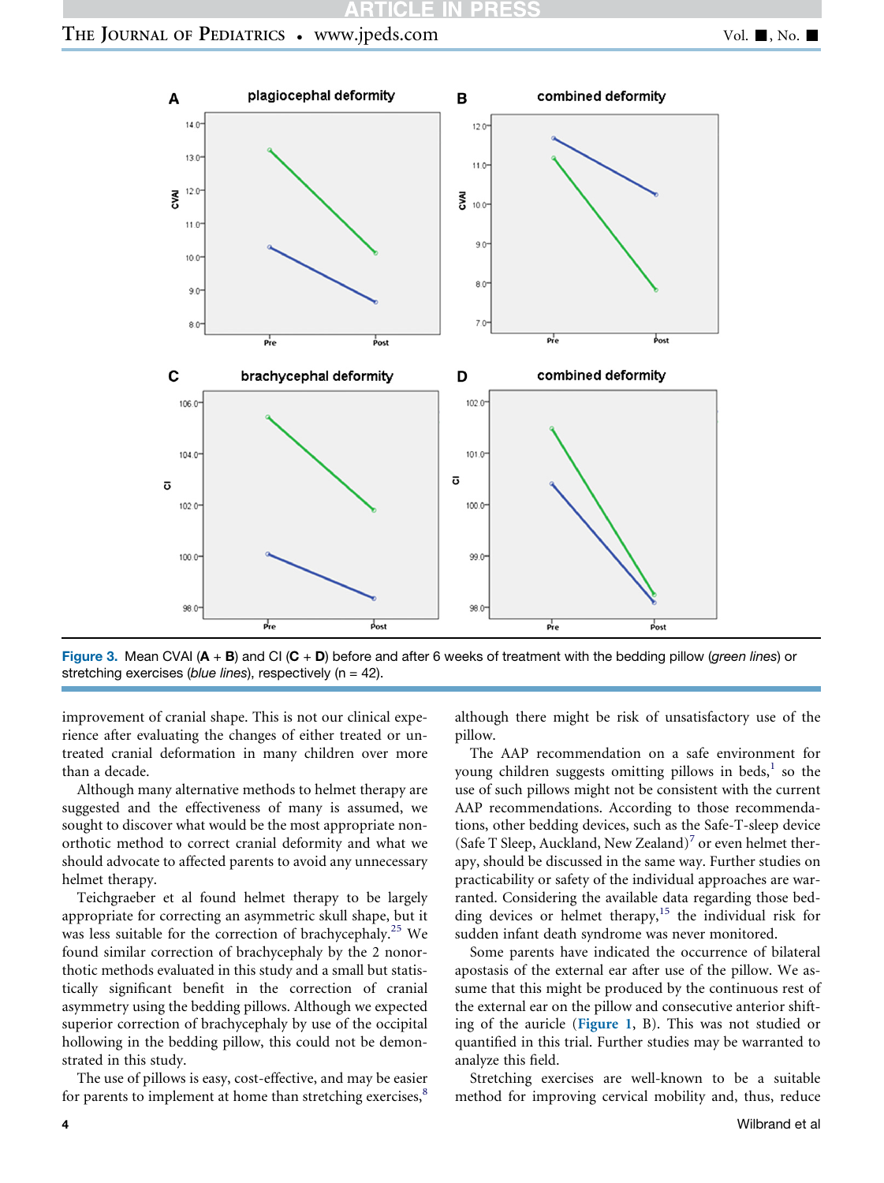Figure 3. Mean CVAI (A + B) and CI (C + D) before and after 6 weeks of treatment with the bedding pillow (*green lines*) or stretching exercises (*blue lines*), respectively (n = 42).

improvement of cranial shape. This is not our clinical experience after evaluating the changes of either treated or untreated cranial deformation in many children over more than a decade.

Although many alternative methods to helmet therapy are suggested and the effectiveness of many is assumed, we sought to discover what would be the most appropriate nonorthotic method to correct cranial deformity and what we should advocate to affected parents to avoid any unnecessary helmet therapy.

Teichgraeber et al found helmet therapy to be largely appropriate for correcting an asymmetric skull shape, but it was less suitable for the correction of brachycephaly.[25] We found similar correction of brachycephaly by the 2 nonorthotic methods evaluated in this study and a small but statistically significant benefit in the correction of cranial asymmetry using the bedding pillows. Although we expected superior correction of brachycephaly by use of the occipital hollowing in the bedding pillow, this could not be demonstrated in this study.

The use of pillows is easy, cost-effective, and may be easier for parents to implement at home than stretching exercises,[8] although there might be risk of unsatisfactory use of the pillow.

The AAP recommendation on a safe environment for young children suggests omitting pillows in beds,[1] so the use of such pillows might not be consistent with the current AAP recommendations. According to those recommendations, other bedding devices, such as the Safe-T-sleep device (Safe T Sleep, Auckland, New Zealand)[7] or even helmet therapy, should be discussed in the same way. Further studies on practicability or safety of the individual approaches are warranted. Considering the available data regarding those bedding devices or helmet therapy,[15] the individual risk for sudden infant death syndrome was never monitored.

Some parents have indicated the occurrence of bilateral apostasis of the external ear after use of the pillow. We assume that this might be produced by the continuous rest of the external ear on the pillow and consecutive anterior shifting of the auricle (Figure 1, B). This was not studied or quantified in this trial. Further studies may be warranted to analyze this field.

Stretching exercises are well-known to be a suitable method for improving cervical mobility and, thus, reduce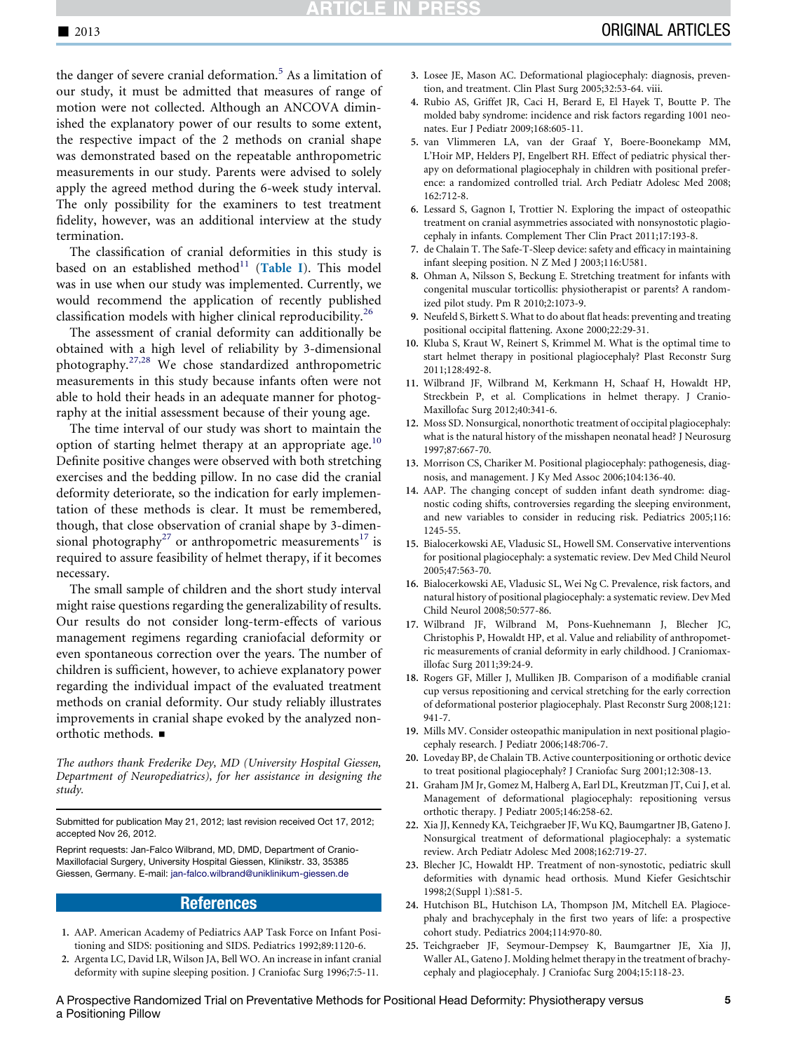the danger of severe cranial deformation.[5] As a limitation of our study, it must be admitted that measures of range of motion were not collected. Although an ANCOVA diminished the explanatory power of our results to some extent, the respective impact of the 2 methods on cranial shape was demonstrated based on the repeatable anthropometric measurements in our study. Parents were advised to solely apply the agreed method during the 6-week study interval. The only possibility for the examiners to test treatment fidelity, however, was an additional interview at the study termination.

The classification of cranial deformities in this study is based on an established method[11] (Table I). This model was in use when our study was implemented. Currently, we would recommend the application of recently published classification models with higher clinical reproducibility.[26]

The assessment of cranial deformity can additionally be obtained with a high level of reliability by 3-dimensional photography.[27,28] We chose standardized anthropometric measurements in this study because infants often were not able to hold their heads in an adequate manner for photography at the initial assessment because of their young age.

The time interval of our study was short to maintain the option of starting helmet therapy at an appropriate age.[10] Definite positive changes were observed with both stretching exercises and the bedding pillow. In no case did the cranial deformity deteriorate, so the indication for early implementation of these methods is clear. It must be remembered, though, that close observation of cranial shape by 3-dimensional photography[27] or anthropometric measurements[17] is required to assure feasibility of helmet therapy, if it becomes necessary.

The small sample of children and the short study interval might raise questions regarding the generalizability of results. Our results do not consider long-term-effects of various management regimens regarding craniofacial deformity or even spontaneous correction over the years. The number of children is sufficient, however, to achieve explanatory power regarding the individual impact of the evaluated treatment methods on cranial deformity. Our study reliably illustrates improvements in cranial shape evoked by the analyzed nonorthotic methods. ■

*The authors thank Frederike Dey, MD (University Hospital Giessen, Department of Neuropediatrics), for her assistance in designing the study.*

Submitted for publication May 21, 2012; last revision received Oct 17, 2012; accepted Nov 26, 2012.

Reprint requests: Jan-Falco Wilbrand, MD, DMD, Department of Cranio-Maxillofacial Surgery, University Hospital Giessen, Klinikstr. 33, 35385 Giessen, Germany. E-mail: jan-falco.wilbrand@uniklinikum-giessen.de

## References

1. AAP. American Academy of Pediatrics AAP Task Force on Infant Positioning and SIDS: positioning and SIDS. Pediatrics 1992;89:1120-6.
2. Argenta LC, David LR, Wilson JA, Bell WO. An increase in infant cranial deformity with supine sleeping position. J Craniofac Surg 1996;7:5-11.
3. Losee JE, Mason AC. Deformational plagiocephaly: diagnosis, prevention, and treatment. Clin Plast Surg 2005;32:53-64. viii.
4. Rubio AS, Griffet JR, Caci H, Berard E, El Hayek T, Boutte P. The molded baby syndrome: incidence and risk factors regarding 1001 neonates. Eur J Pediatr 2009;168:605-11.
5. van Vlimmeren LA, van der Graaf Y, Boere-Boonekamp MM, L'Hoir MP, Helders PJ, Engelbert RH. Effect of pediatric physical therapy on deformational plagiocephaly in children with positional preference: a randomized controlled trial. Arch Pediatr Adolesc Med 2008; 162:712-8.
6. Lessard S, Gagnon I, Trottier N. Exploring the impact of osteopathic treatment on cranial asymmetries associated with nonsynostotic plagiocephaly in infants. Complement Ther Clin Pract 2011;17:193-8.
7. de Chalain T. The Safe-T-Sleep device: safety and efficacy in maintaining infant sleeping position. N Z Med J 2003;116:U581.
8. Ohman A, Nilsson S, Beckung E. Stretching treatment for infants with congenital muscular torticollis: physiotherapist or parents? A randomized pilot study. Pm R 2010;2:1073-9.
9. Neufeld S, Birkett S. What to do about flat heads: preventing and treating positional occipital flattening. Axone 2000;22:29-31.
10. Kluba S, Kraut W, Reinert S, Krimmel M. What is the optimal time to start helmet therapy in positional plagiocephaly? Plast Reconstr Surg 2011;128:492-8.
11. Wilbrand JF, Wilbrand M, Kerkmann H, Schaaf H, Howaldt HP, Streckbein P, et al. Complications in helmet therapy. J Cranio-Maxillofac Surg 2012;40:341-6.
12. Moss SD. Nonsurgical, nonorthotic treatment of occipital plagiocephaly: what is the natural history of the misshapen neonatal head? J Neurosurg 1997;87:667-70.
13. Morrison CS, Chariker M. Positional plagiocephaly: pathogenesis, diagnosis, and management. J Ky Med Assoc 2006;104:136-40.
14. AAP. The changing concept of sudden infant death syndrome: diagnostic coding shifts, controversies regarding the sleeping environment, and new variables to consider in reducing risk. Pediatrics 2005;116: 1245-55.
15. Bialocerkowski AE, Vladusic SL, Howell SM. Conservative interventions for positional plagiocephaly: a systematic review. Dev Med Child Neurol 2005;47:563-70.
16. Bialocerkowski AE, Vladusic SL, Wei Ng C. Prevalence, risk factors, and natural history of positional plagiocephaly: a systematic review. Dev Med Child Neurol 2008;50:577-86.
17. Wilbrand JF, Wilbrand M, Pons-Kuehnemann J, Blecher JC, Christophis P, Howaldt HP, et al. Value and reliability of anthropometric measurements of cranial deformity in early childhood. J Craniomaxillofac Surg 2011;39:24-9.
18. Rogers GF, Miller J, Mulliken JB. Comparison of a modifiable cranial cup versus repositioning and cervical stretching for the early correction of deformational posterior plagiocephaly. Plast Reconstr Surg 2008;121: 941-7.
19. Mills MV. Consider osteopathic manipulation in next positional plagiocephaly research. J Pediatr 2006;148:706-7.
20. Loveday BP, de Chalain TB. Active counterpositioning or orthotic device to treat positional plagiocephaly? J Craniofac Surg 2001;12:308-13.
21. Graham JM Jr, Gomez M, Halberg A, Earl DL, Kreutzman JT, Cui J, et al. Management of deformational plagiocephaly: repositioning versus orthotic therapy. J Pediatr 2005;146:258-62.
22. Xia JJ, Kennedy KA, Teichgraeber JF, Wu KQ, Baumgartner JB, Gateno J. Nonsurgical treatment of deformational plagiocephaly: a systematic review. Arch Pediatr Adolesc Med 2008;162:719-27.
23. Blecher JC, Howaldt HP. Treatment of non-synostotic, pediatric skull deformities with dynamic head orthosis. Mund Kiefer Gesichtschir 1998;2(Suppl 1):S81-5.
24. Hutchison BL, Hutchison LA, Thompson JM, Mitchell EA. Plagiocephaly and brachycephaly in the first two years of life: a prospective cohort study. Pediatrics 2004;114:970-80.
25. Teichgraeber JF, Seymour-Dempsey K, Baumgartner JE, Xia JJ, Waller AL, Gateno J. Molding helmet therapy in the treatment of brachycephaly and plagiocephaly. J Craniofac Surg 2004;15:118-23.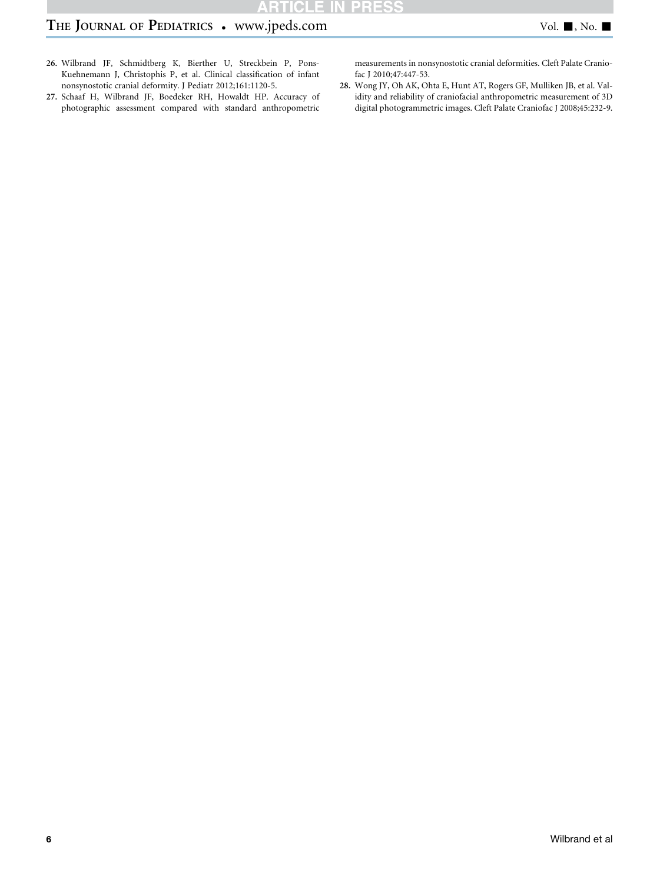26. Wilbrand JF, Schmidtberg K, Bierther U, Streckbein P, Pons-Kuehnemann J, Christophis P, et al. Clinical classification of infant nonsynostotic cranial deformity. J Pediatr 2012;161:1120-5.
27. Schaaf H, Wilbrand JF, Boedeker RH, Howaldt HP. Accuracy of photographic assessment compared with standard anthropometric measurements in nonsynostotic cranial deformities. Cleft Palate Craniofac J 2010;47:447-53.
28. Wong JY, Oh AK, Ohta E, Hunt AT, Rogers GF, Mulliken JB, et al. Validity and reliability of craniofacial anthropometric measurement of 3D digital photogrammetric images. Cleft Palate Craniofac J 2008;45:232-9.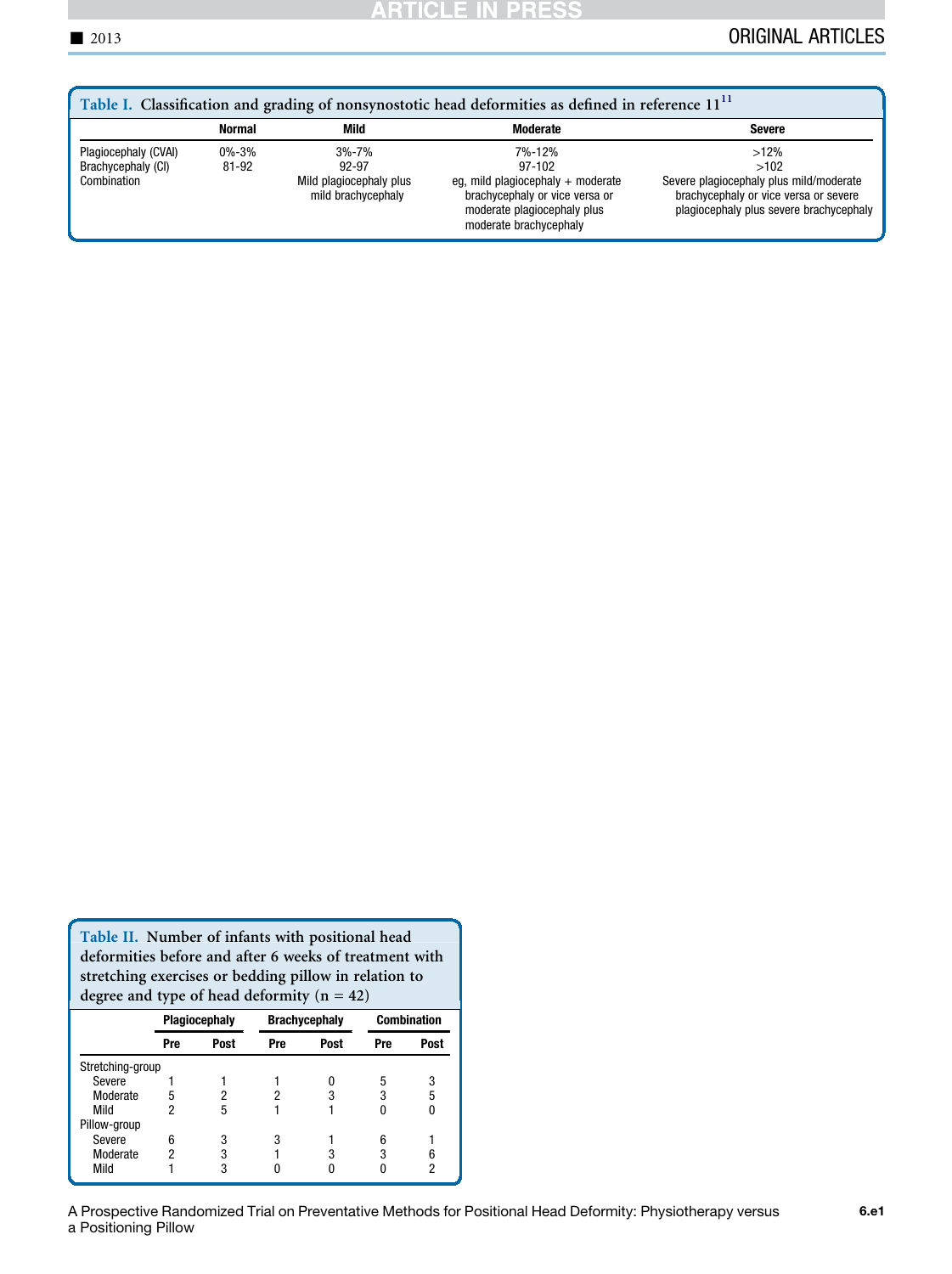**Table I.** Classification and grading of nonsynostotic head deformities as defined in reference 11[11]

| | Normal | Mild | Moderate | Severe |
|---|---|---|---|---|
| Plagiocephaly (CVAI) | 0%-3% | 3%-7% | 7%-12% | >12% |
| Brachycephaly (CI) | 81-92 | 92-97 | 97-102 | >102 |
| Combination | | Mild plagiocephaly plus mild brachycephaly | eg, mild plagiocephaly + moderate brachycephaly or vice versa or moderate plagiocephaly plus moderate brachycephaly | Severe plagiocephaly plus mild/moderate brachycephaly or vice versa or severe plagiocephaly plus severe brachycephaly |

**Table II.** Number of infants with positional head deformities before and after 6 weeks of treatment with stretching exercises or bedding pillow in relation to degree and type of head deformity (n = 42)

| | Plagiocephaly | | Brachycephaly | | Combination | |
|---|---|---|---|---|---|---|
| | Pre | Post | Pre | Post | Pre | Post |
| Stretching-group | | | | | | |
| Severe | 1 | 1 | 1 | 0 | 5 | 3 |
| Moderate | 5 | 2 | 2 | 3 | 3 | 5 |
| Mild | 2 | 5 | 1 | 1 | 0 | 0 |
| Pillow-group | | | | | | |
| Severe | 6 | 3 | 3 | 1 | 6 | 1 |
| Moderate | 2 | 3 | 1 | 3 | 3 | 6 |
| Mild | 1 | 3 | 0 | 0 | 0 | 2 |